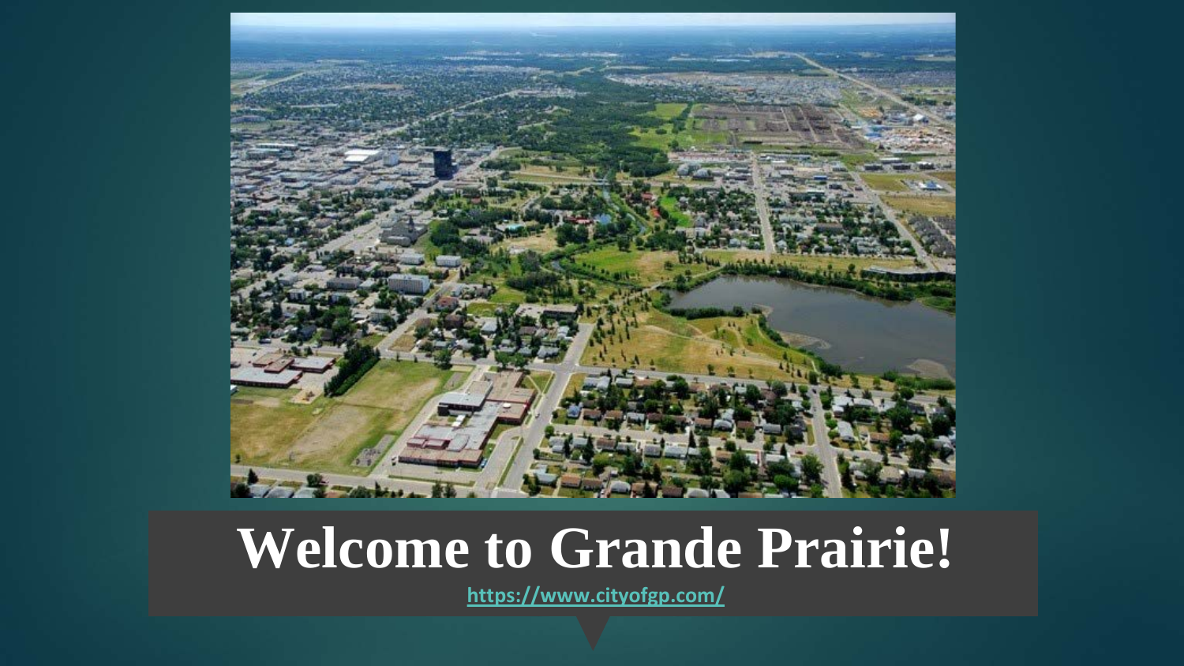# Welcome to Grande Prairie!

https://www.cityofgp.com/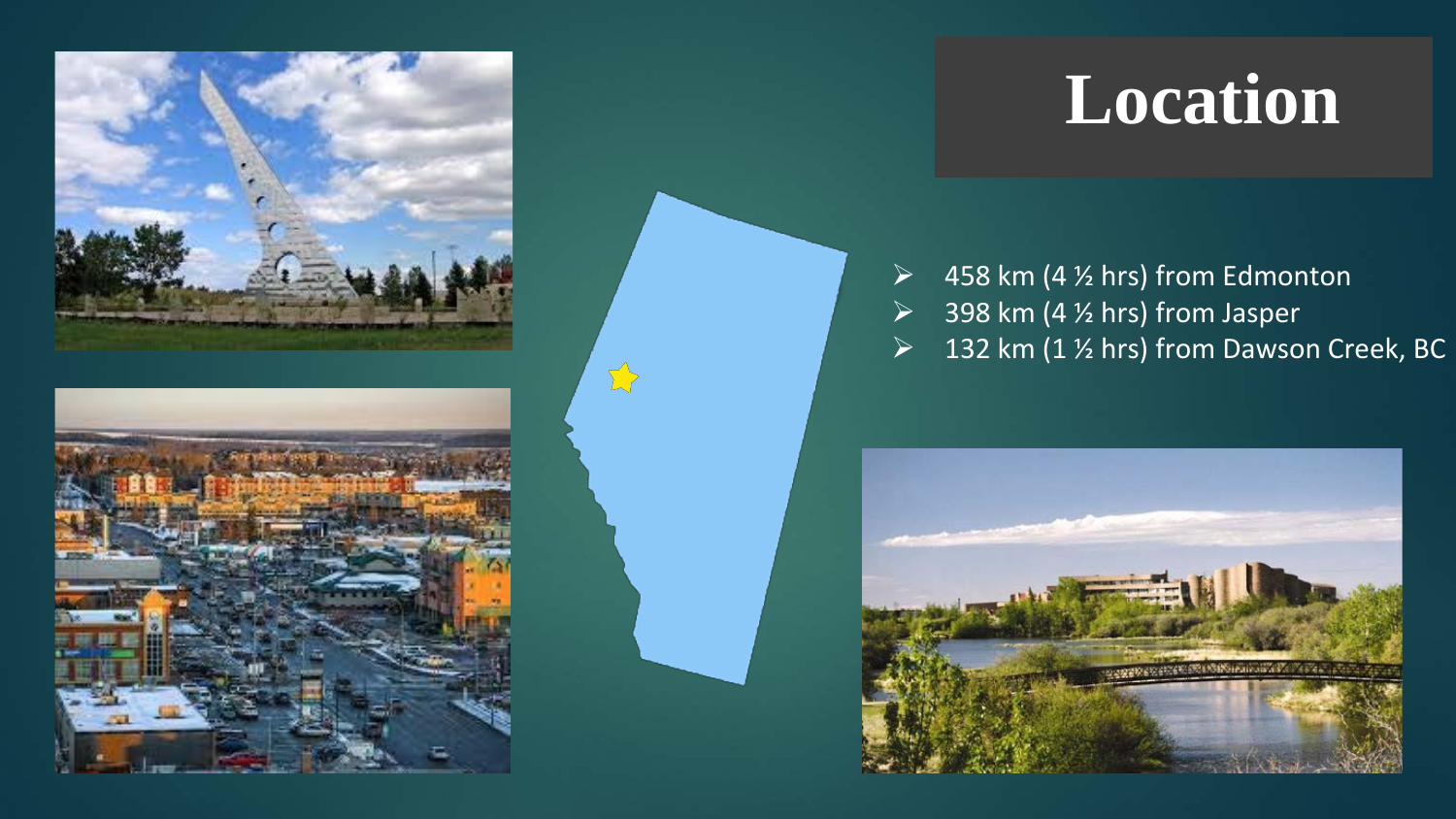# Location

- 458 km (4 ½ hrs) from Edmonton
- 398 km (4 ½ hrs) from Jasper
- 132 km (1 ½ hrs) from Dawson Creek, BC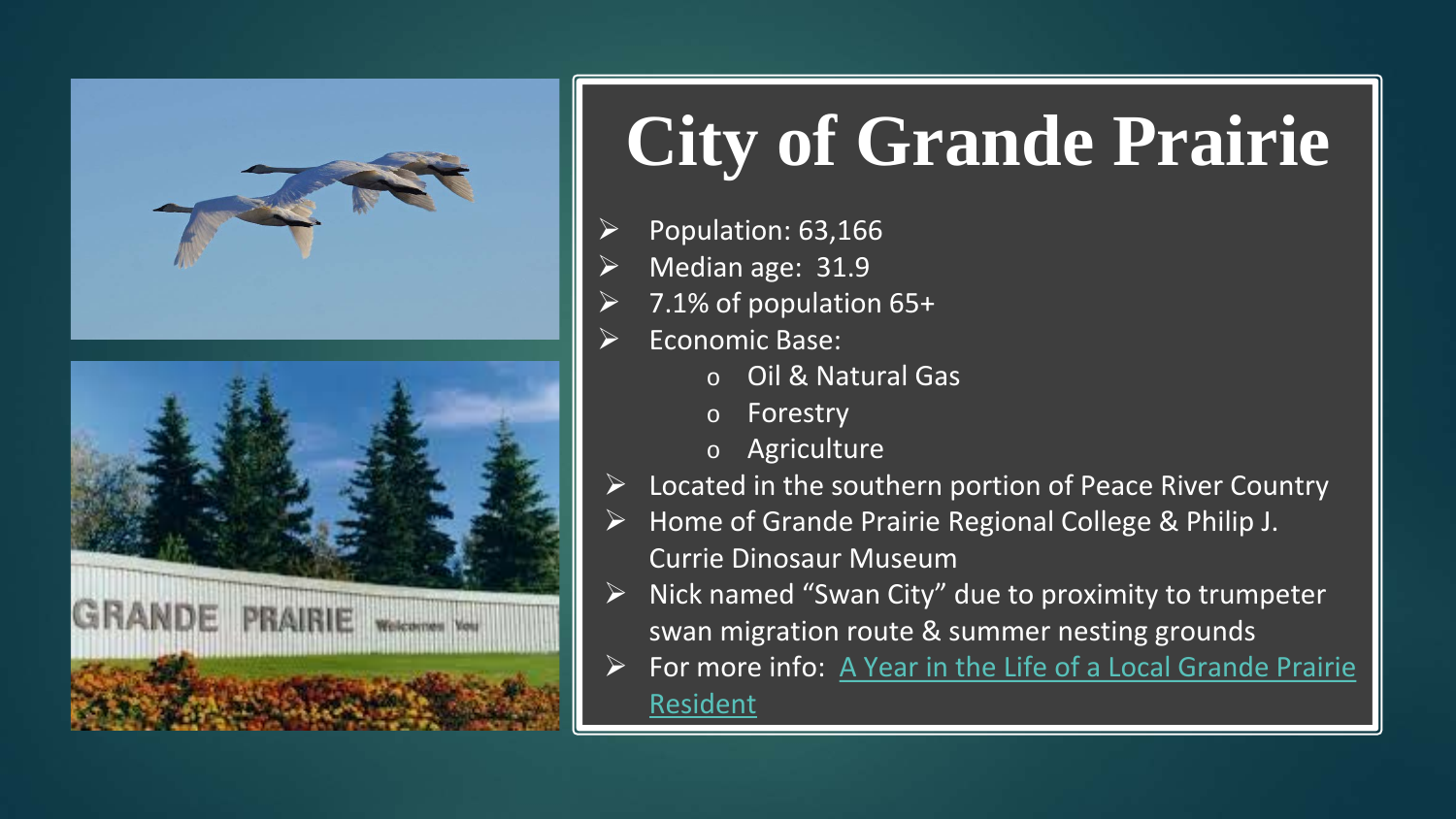# City of Grande Prairie

- Population: 63,166
- Median age: 31.9
- 7.1% of population 65+
- Economic Base:
  - Oil & Natural Gas
  - Forestry
  - Agriculture
- Located in the southern portion of Peace River Country
- Home of Grande Prairie Regional College & Philip J. Currie Dinosaur Museum
- Nick named “Swan City” due to proximity to trumpeter swan migration route & summer nesting grounds
- For more info: A Year in the Life of a Local Grande Prairie Resident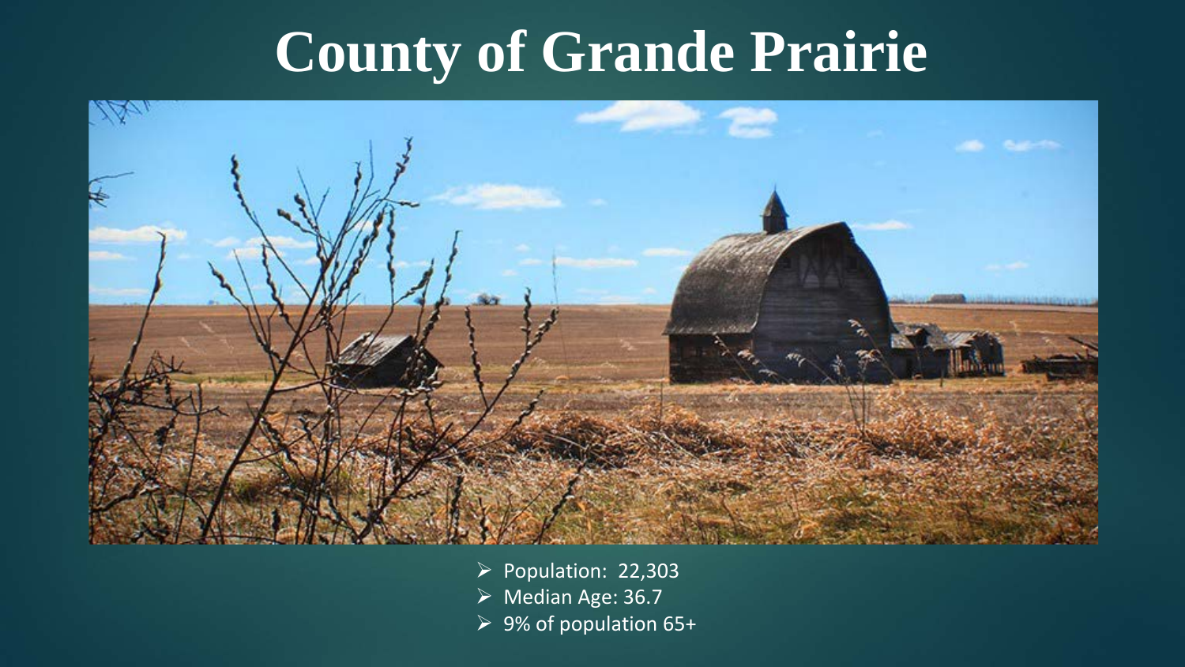# County of Grande Prairie

- Population: 22,303
- Median Age: 36.7
- 9% of population 65+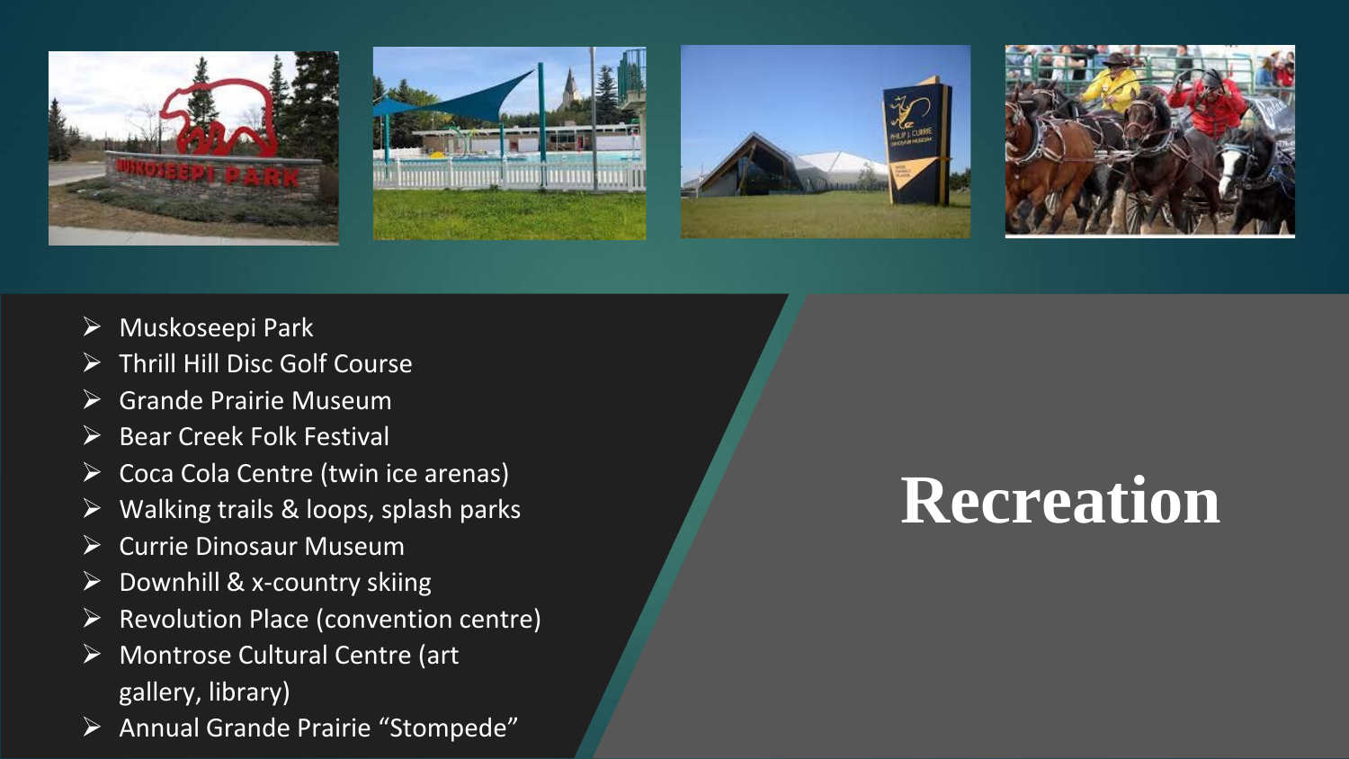# Recreation

- Muskoseepi Park
- Thrill Hill Disc Golf Course
- Grande Prairie Museum
- Bear Creek Folk Festival
- Coca Cola Centre (twin ice arenas)
- Walking trails & loops, splash parks
- Currie Dinosaur Museum
- Downhill & x-country skiing
- Revolution Place (convention centre)
- Montrose Cultural Centre (art gallery, library)
- Annual Grande Prairie "Stompede"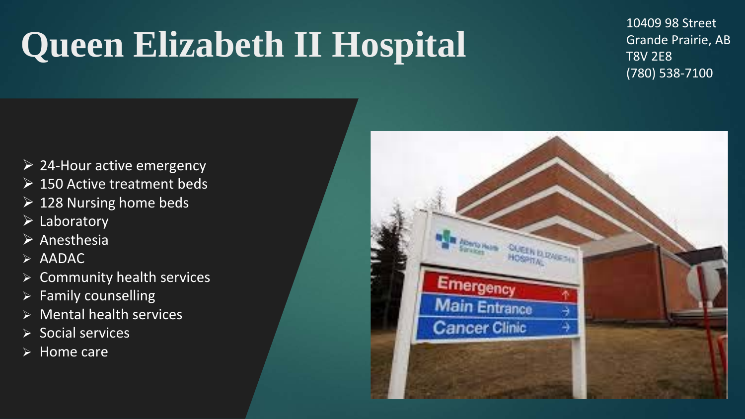# Queen Elizabeth II Hospital

10409 98 Street
Grande Prairie, AB
T8V 2E8
(780) 538-7100

- 24-Hour active emergency
- 150 Active treatment beds
- 128 Nursing home beds
- Laboratory
- Anesthesia
- AADAC
- Community health services
- Family counselling
- Mental health services
- Social services
- Home care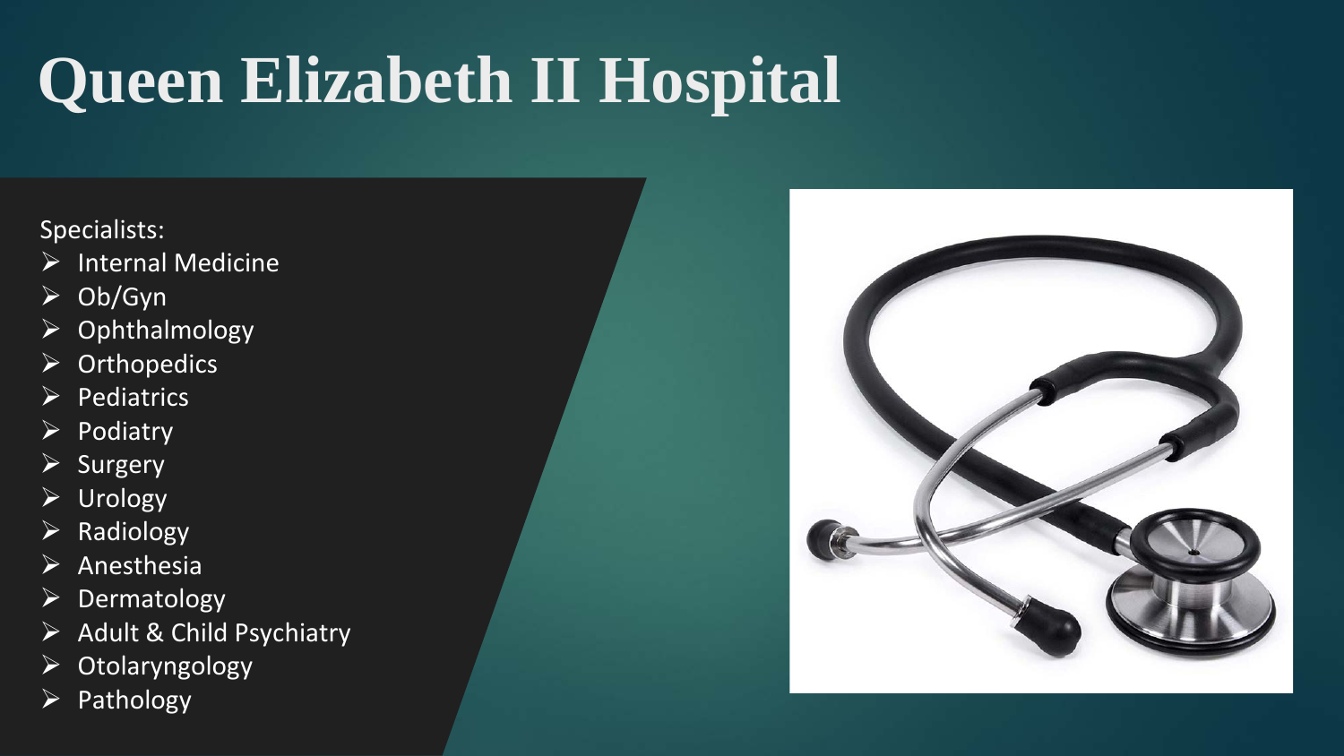# Queen Elizabeth II Hospital

Specialists:

- Internal Medicine
- Ob/Gyn
- Ophthalmology
- Orthopedics
- Pediatrics
- Podiatry
- Surgery
- Urology
- Radiology
- Anesthesia
- Dermatology
- Adult & Child Psychiatry
- Otolaryngology
- Pathology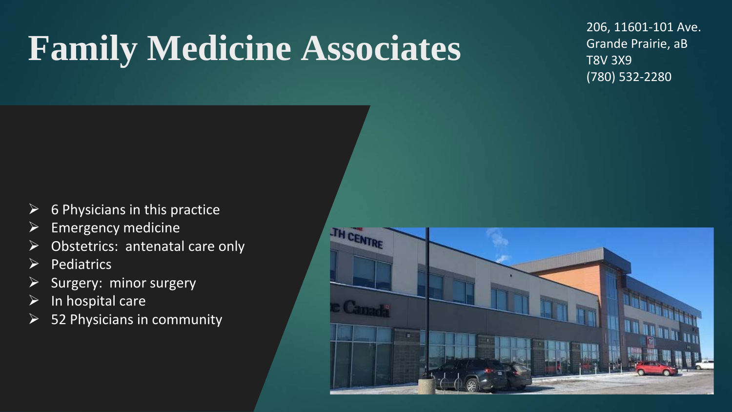# Family Medicine Associates

206, 11601-101 Ave.
Grande Prairie, aB
T8V 3X9
(780) 532-2280

- 6 Physicians in this practice
- Emergency medicine
- Obstetrics: antenatal care only
- Pediatrics
- Surgery: minor surgery
- In hospital care
- 52 Physicians in community